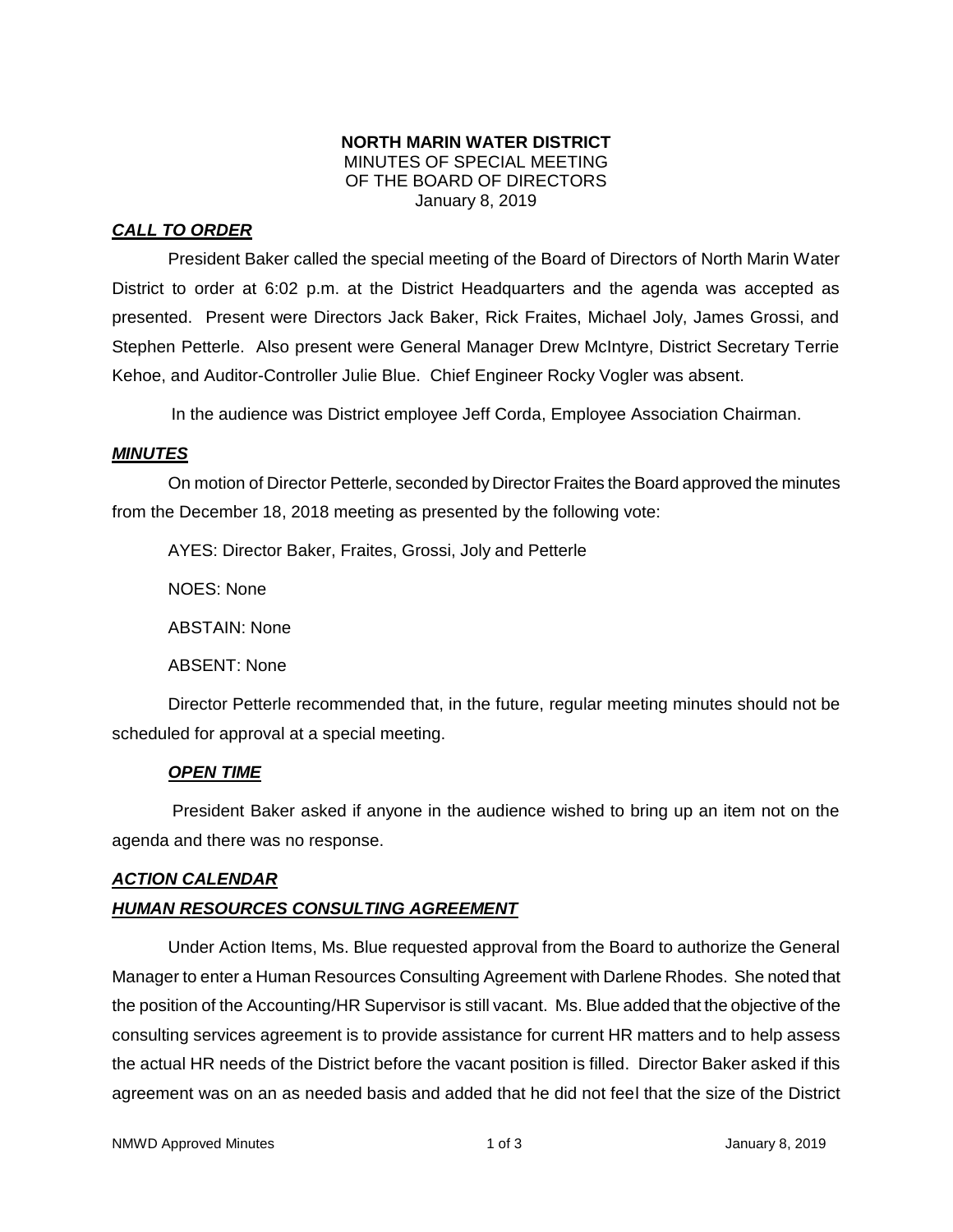**NORTH MARIN WATER DISTRICT**
MINUTES OF SPECIAL MEETING
OF THE BOARD OF DIRECTORS
January 8, 2019

***CALL TO ORDER***

President Baker called the special meeting of the Board of Directors of North Marin Water District to order at 6:02 p.m. at the District Headquarters and the agenda was accepted as presented. Present were Directors Jack Baker, Rick Fraites, Michael Joly, James Grossi, and Stephen Petterle. Also present were General Manager Drew McIntyre, District Secretary Terrie Kehoe, and Auditor-Controller Julie Blue. Chief Engineer Rocky Vogler was absent.

In the audience was District employee Jeff Corda, Employee Association Chairman.

***MINUTES***

On motion of Director Petterle, seconded by Director Fraites the Board approved the minutes from the December 18, 2018 meeting as presented by the following vote:

AYES: Director Baker, Fraites, Grossi, Joly and Petterle

NOES: None

ABSTAIN: None

ABSENT: None

Director Petterle recommended that, in the future, regular meeting minutes should not be scheduled for approval at a special meeting.

***OPEN TIME***

President Baker asked if anyone in the audience wished to bring up an item not on the agenda and there was no response.

***ACTION CALENDAR***

***HUMAN RESOURCES CONSULTING AGREEMENT***

Under Action Items, Ms. Blue requested approval from the Board to authorize the General Manager to enter a Human Resources Consulting Agreement with Darlene Rhodes. She noted that the position of the Accounting/HR Supervisor is still vacant. Ms. Blue added that the objective of the consulting services agreement is to provide assistance for current HR matters and to help assess the actual HR needs of the District before the vacant position is filled. Director Baker asked if this agreement was on an as needed basis and added that he did not feel that the size of the District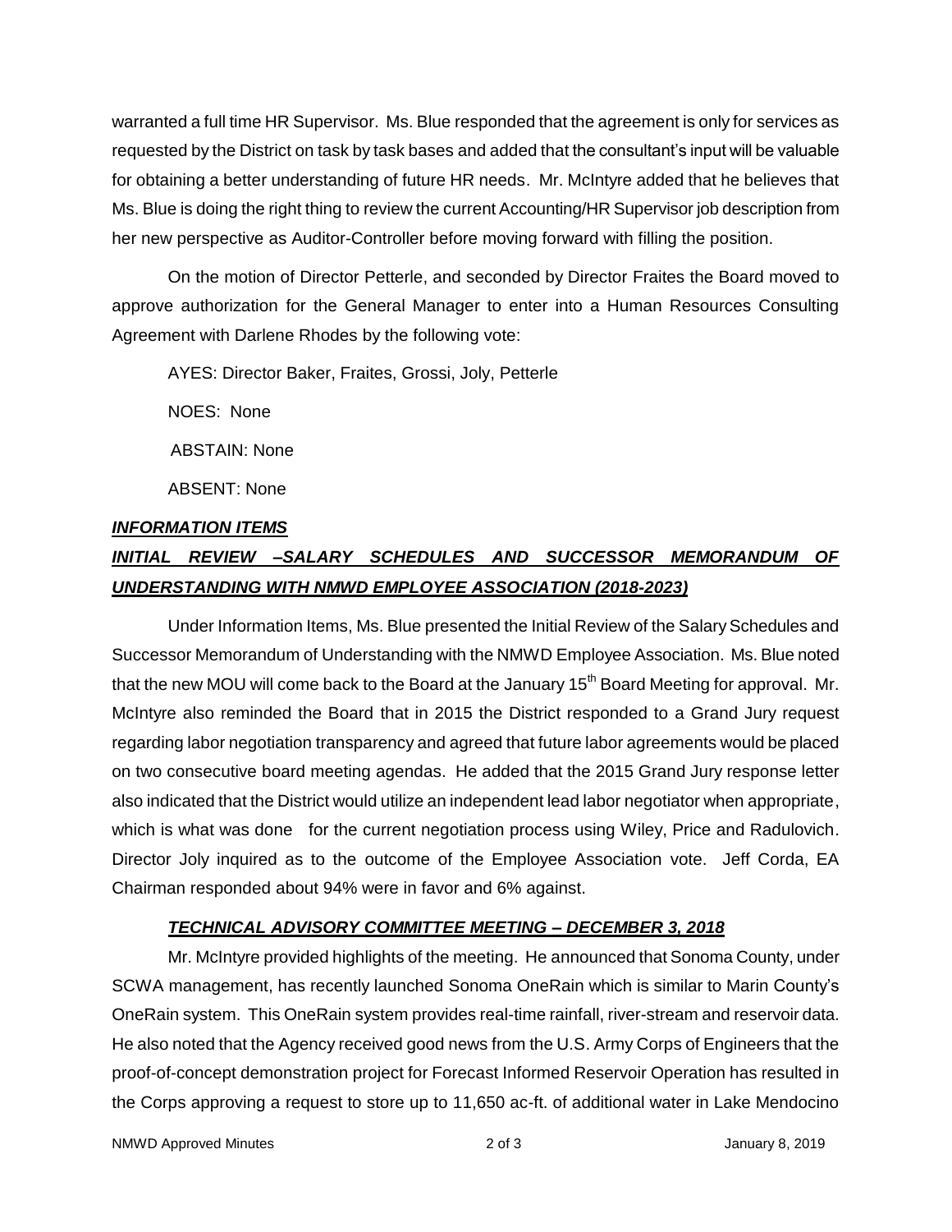warranted a full time HR Supervisor. Ms. Blue responded that the agreement is only for services as requested by the District on task by task bases and added that the consultant's input will be valuable for obtaining a better understanding of future HR needs. Mr. McIntyre added that he believes that Ms. Blue is doing the right thing to review the current Accounting/HR Supervisor job description from her new perspective as Auditor-Controller before moving forward with filling the position.

On the motion of Director Petterle, and seconded by Director Fraites the Board moved to approve authorization for the General Manager to enter into a Human Resources Consulting Agreement with Darlene Rhodes by the following vote:

AYES: Director Baker, Fraites, Grossi, Joly, Petterle

NOES: None

ABSTAIN: None

ABSENT: None

***INFORMATION ITEMS***

***INITIAL REVIEW –SALARY SCHEDULES AND SUCCESSOR MEMORANDUM OF UNDERSTANDING WITH NMWD EMPLOYEE ASSOCIATION (2018-2023)***

Under Information Items, Ms. Blue presented the Initial Review of the Salary Schedules and Successor Memorandum of Understanding with the NMWD Employee Association. Ms. Blue noted that the new MOU will come back to the Board at the January 15th Board Meeting for approval. Mr. McIntyre also reminded the Board that in 2015 the District responded to a Grand Jury request regarding labor negotiation transparency and agreed that future labor agreements would be placed on two consecutive board meeting agendas. He added that the 2015 Grand Jury response letter also indicated that the District would utilize an independent lead labor negotiator when appropriate, which is what was done for the current negotiation process using Wiley, Price and Radulovich. Director Joly inquired as to the outcome of the Employee Association vote. Jeff Corda, EA Chairman responded about 94% were in favor and 6% against.

***TECHNICAL ADVISORY COMMITTEE MEETING – DECEMBER 3, 2018***

Mr. McIntyre provided highlights of the meeting. He announced that Sonoma County, under SCWA management, has recently launched Sonoma OneRain which is similar to Marin County's OneRain system. This OneRain system provides real-time rainfall, river-stream and reservoir data. He also noted that the Agency received good news from the U.S. Army Corps of Engineers that the proof-of-concept demonstration project for Forecast Informed Reservoir Operation has resulted in the Corps approving a request to store up to 11,650 ac-ft. of additional water in Lake Mendocino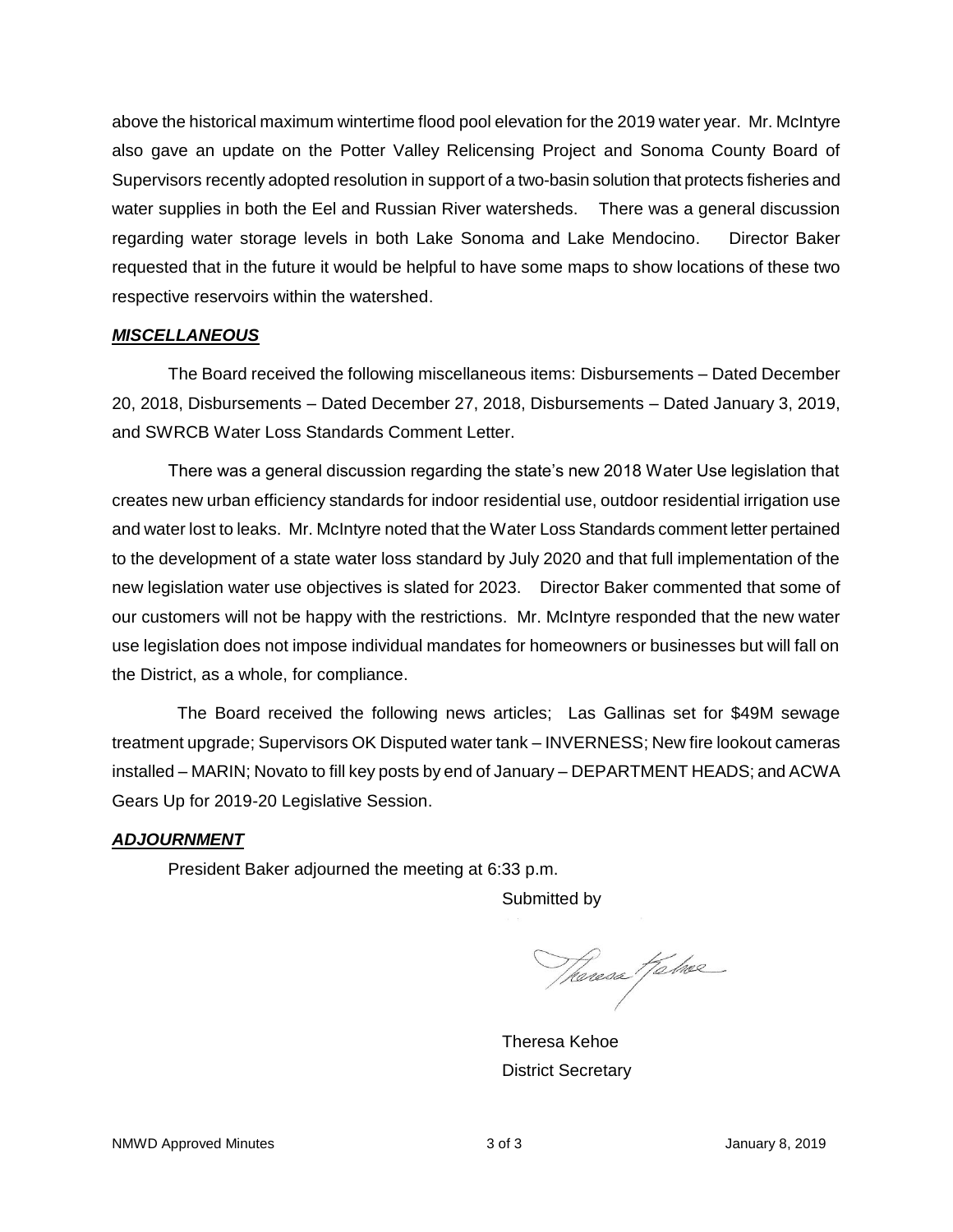above the historical maximum wintertime flood pool elevation for the 2019 water year. Mr. McIntyre also gave an update on the Potter Valley Relicensing Project and Sonoma County Board of Supervisors recently adopted resolution in support of a two-basin solution that protects fisheries and water supplies in both the Eel and Russian River watersheds. There was a general discussion regarding water storage levels in both Lake Sonoma and Lake Mendocino. Director Baker requested that in the future it would be helpful to have some maps to show locations of these two respective reservoirs within the watershed.

***MISCELLANEOUS***

The Board received the following miscellaneous items: Disbursements – Dated December 20, 2018, Disbursements – Dated December 27, 2018, Disbursements – Dated January 3, 2019, and SWRCB Water Loss Standards Comment Letter.

There was a general discussion regarding the state's new 2018 Water Use legislation that creates new urban efficiency standards for indoor residential use, outdoor residential irrigation use and water lost to leaks. Mr. McIntyre noted that the Water Loss Standards comment letter pertained to the development of a state water loss standard by July 2020 and that full implementation of the new legislation water use objectives is slated for 2023. Director Baker commented that some of our customers will not be happy with the restrictions. Mr. McIntyre responded that the new water use legislation does not impose individual mandates for homeowners or businesses but will fall on the District, as a whole, for compliance.

The Board received the following news articles; Las Gallinas set for $49M sewage treatment upgrade; Supervisors OK Disputed water tank – INVERNESS; New fire lookout cameras installed – MARIN; Novato to fill key posts by end of January – DEPARTMENT HEADS; and ACWA Gears Up for 2019-20 Legislative Session.

***ADJOURNMENT***

President Baker adjourned the meeting at 6:33 p.m.

Submitted by

Theresa Kehoe

Theresa Kehoe
District Secretary